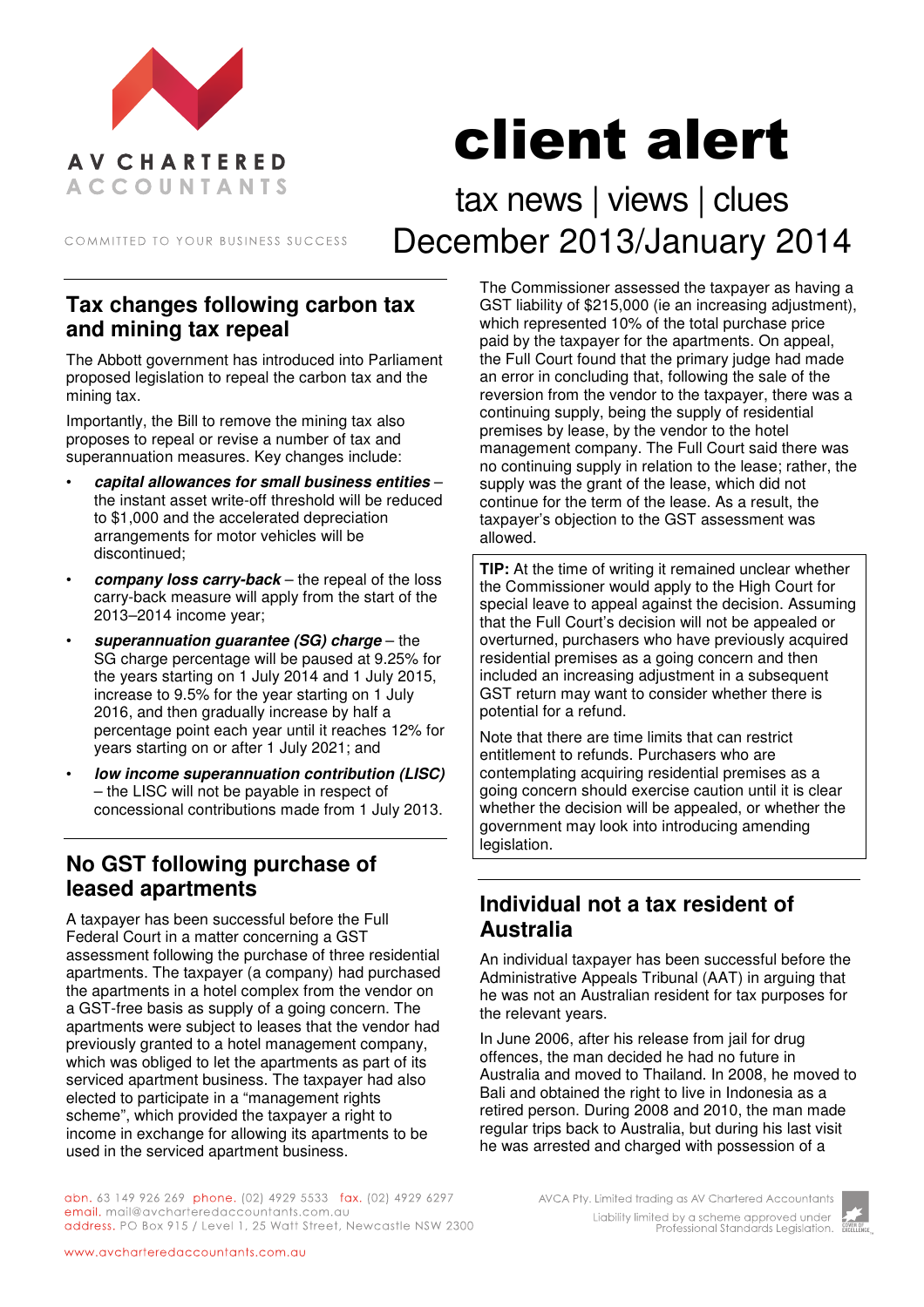AV CHARTERED ACCOUNTANTS

COMMITTED TO YOUR BUSINESS SUCCESS

# client alert

tax news | views | clues
December 2013/January 2014

## Tax changes following carbon tax and mining tax repeal

The Abbott government has introduced into Parliament proposed legislation to repeal the carbon tax and the mining tax.

Importantly, the Bill to remove the mining tax also proposes to repeal or revise a number of tax and superannuation measures. Key changes include:

- ***capital allowances for small business entities*** – the instant asset write-off threshold will be reduced to $1,000 and the accelerated depreciation arrangements for motor vehicles will be discontinued;
- ***company loss carry-back*** – the repeal of the loss carry-back measure will apply from the start of the 2013–2014 income year;
- ***superannuation guarantee (SG) charge*** – the SG charge percentage will be paused at 9.25% for the years starting on 1 July 2014 and 1 July 2015, increase to 9.5% for the year starting on 1 July 2016, and then gradually increase by half a percentage point each year until it reaches 12% for years starting on or after 1 July 2021; and
- ***low income superannuation contribution (LISC)*** – the LISC will not be payable in respect of concessional contributions made from 1 July 2013.

## No GST following purchase of leased apartments

A taxpayer has been successful before the Full Federal Court in a matter concerning a GST assessment following the purchase of three residential apartments. The taxpayer (a company) had purchased the apartments in a hotel complex from the vendor on a GST-free basis as supply of a going concern. The apartments were subject to leases that the vendor had previously granted to a hotel management company, which was obliged to let the apartments as part of its serviced apartment business. The taxpayer had also elected to participate in a "management rights scheme", which provided the taxpayer a right to income in exchange for allowing its apartments to be used in the serviced apartment business.

The Commissioner assessed the taxpayer as having a GST liability of $215,000 (ie an increasing adjustment), which represented 10% of the total purchase price paid by the taxpayer for the apartments. On appeal, the Full Court found that the primary judge had made an error in concluding that, following the sale of the reversion from the vendor to the taxpayer, there was a continuing supply, being the supply of residential premises by lease, by the vendor to the hotel management company. The Full Court said there was no continuing supply in relation to the lease; rather, the supply was the grant of the lease, which did not continue for the term of the lease. As a result, the taxpayer's objection to the GST assessment was allowed.

**TIP:** At the time of writing it remained unclear whether the Commissioner would apply to the High Court for special leave to appeal against the decision. Assuming that the Full Court's decision will not be appealed or overturned, purchasers who have previously acquired residential premises as a going concern and then included an increasing adjustment in a subsequent GST return may want to consider whether there is potential for a refund.

Note that there are time limits that can restrict entitlement to refunds. Purchasers who are contemplating acquiring residential premises as a going concern should exercise caution until it is clear whether the decision will be appealed, or whether the government may look into introducing amending legislation.

## Individual not a tax resident of Australia

An individual taxpayer has been successful before the Administrative Appeals Tribunal (AAT) in arguing that he was not an Australian resident for tax purposes for the relevant years.

In June 2006, after his release from jail for drug offences, the man decided he had no future in Australia and moved to Thailand. In 2008, he moved to Bali and obtained the right to live in Indonesia as a retired person. During 2008 and 2010, the man made regular trips back to Australia, but during his last visit he was arrested and charged with possession of a

abn. 63 149 926 269 phone. (02) 4929 5533 fax. (02) 4929 6297
email. mail@avcharteredaccountants.com.au
address. PO Box 915 / Level 1, 25 Watt Street, Newcastle NSW 2300

AVCA Pty. Limited trading as AV Chartered Accountants
Liability limited by a scheme approved under Professional Standards Legislation.

www.avcharteredaccountants.com.au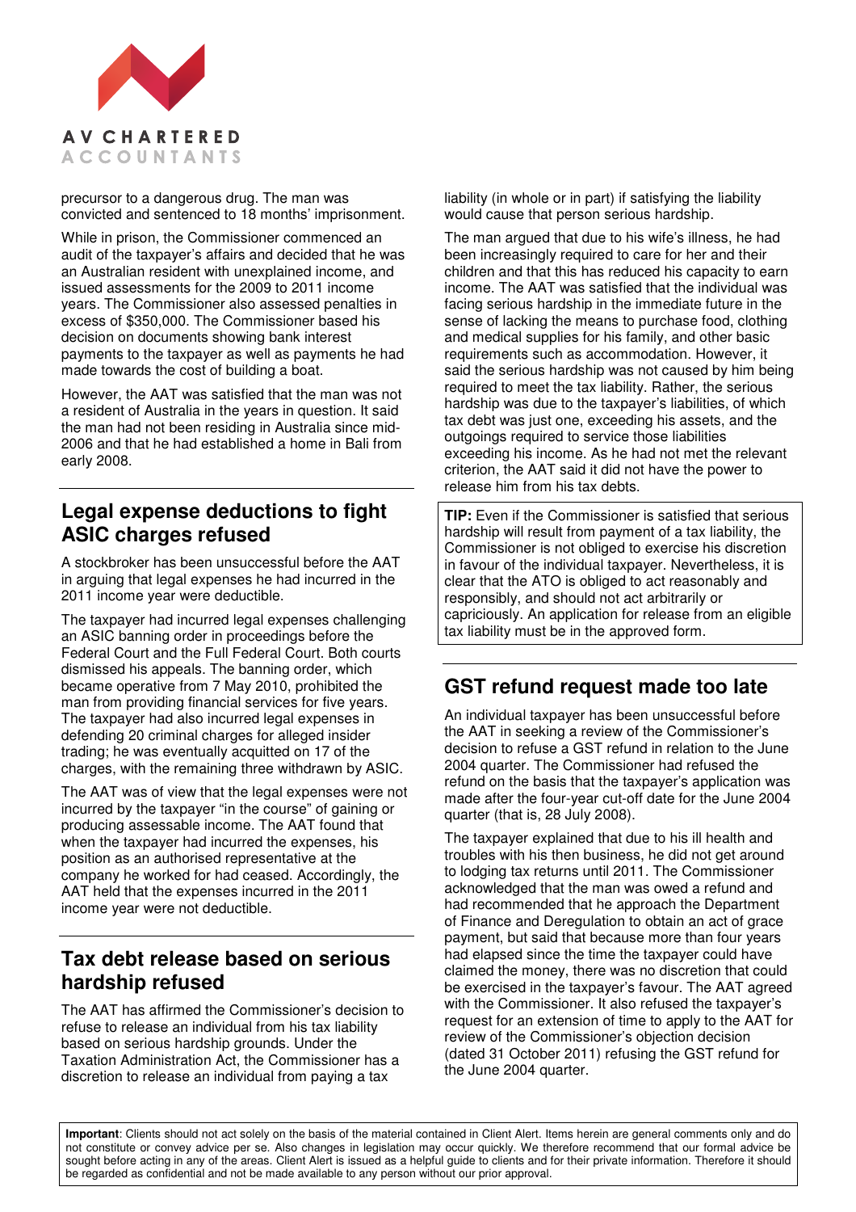precursor to a dangerous drug. The man was convicted and sentenced to 18 months' imprisonment.

While in prison, the Commissioner commenced an audit of the taxpayer's affairs and decided that he was an Australian resident with unexplained income, and issued assessments for the 2009 to 2011 income years. The Commissioner also assessed penalties in excess of $350,000. The Commissioner based his decision on documents showing bank interest payments to the taxpayer as well as payments he had made towards the cost of building a boat.

However, the AAT was satisfied that the man was not a resident of Australia in the years in question. It said the man had not been residing in Australia since mid-2006 and that he had established a home in Bali from early 2008.

## Legal expense deductions to fight ASIC charges refused

A stockbroker has been unsuccessful before the AAT in arguing that legal expenses he had incurred in the 2011 income year were deductible.

The taxpayer had incurred legal expenses challenging an ASIC banning order in proceedings before the Federal Court and the Full Federal Court. Both courts dismissed his appeals. The banning order, which became operative from 7 May 2010, prohibited the man from providing financial services for five years. The taxpayer had also incurred legal expenses in defending 20 criminal charges for alleged insider trading; he was eventually acquitted on 17 of the charges, with the remaining three withdrawn by ASIC.

The AAT was of view that the legal expenses were not incurred by the taxpayer "in the course" of gaining or producing assessable income. The AAT found that when the taxpayer had incurred the expenses, his position as an authorised representative at the company he worked for had ceased. Accordingly, the AAT held that the expenses incurred in the 2011 income year were not deductible.

## Tax debt release based on serious hardship refused

The AAT has affirmed the Commissioner's decision to refuse to release an individual from his tax liability based on serious hardship grounds. Under the Taxation Administration Act, the Commissioner has a discretion to release an individual from paying a tax liability (in whole or in part) if satisfying the liability would cause that person serious hardship.

The man argued that due to his wife's illness, he had been increasingly required to care for her and their children and that this has reduced his capacity to earn income. The AAT was satisfied that the individual was facing serious hardship in the immediate future in the sense of lacking the means to purchase food, clothing and medical supplies for his family, and other basic requirements such as accommodation. However, it said the serious hardship was not caused by him being required to meet the tax liability. Rather, the serious hardship was due to the taxpayer's liabilities, of which tax debt was just one, exceeding his assets, and the outgoings required to service those liabilities exceeding his income. As he had not met the relevant criterion, the AAT said it did not have the power to release him from his tax debts.

**TIP:** Even if the Commissioner is satisfied that serious hardship will result from payment of a tax liability, the Commissioner is not obliged to exercise his discretion in favour of the individual taxpayer. Nevertheless, it is clear that the ATO is obliged to act reasonably and responsibly, and should not act arbitrarily or capriciously. An application for release from an eligible tax liability must be in the approved form.

## GST refund request made too late

An individual taxpayer has been unsuccessful before the AAT in seeking a review of the Commissioner's decision to refuse a GST refund in relation to the June 2004 quarter. The Commissioner had refused the refund on the basis that the taxpayer's application was made after the four-year cut-off date for the June 2004 quarter (that is, 28 July 2008).

The taxpayer explained that due to his ill health and troubles with his then business, he did not get around to lodging tax returns until 2011. The Commissioner acknowledged that the man was owed a refund and had recommended that he approach the Department of Finance and Deregulation to obtain an act of grace payment, but said that because more than four years had elapsed since the time the taxpayer could have claimed the money, there was no discretion that could be exercised in the taxpayer's favour. The AAT agreed with the Commissioner. It also refused the taxpayer's request for an extension of time to apply to the AAT for review of the Commissioner's objection decision (dated 31 October 2011) refusing the GST refund for the June 2004 quarter.

**Important**: Clients should not act solely on the basis of the material contained in Client Alert. Items herein are general comments only and do not constitute or convey advice per se. Also changes in legislation may occur quickly. We therefore recommend that our formal advice be sought before acting in any of the areas. Client Alert is issued as a helpful guide to clients and for their private information. Therefore it should be regarded as confidential and not be made available to any person without our prior approval.